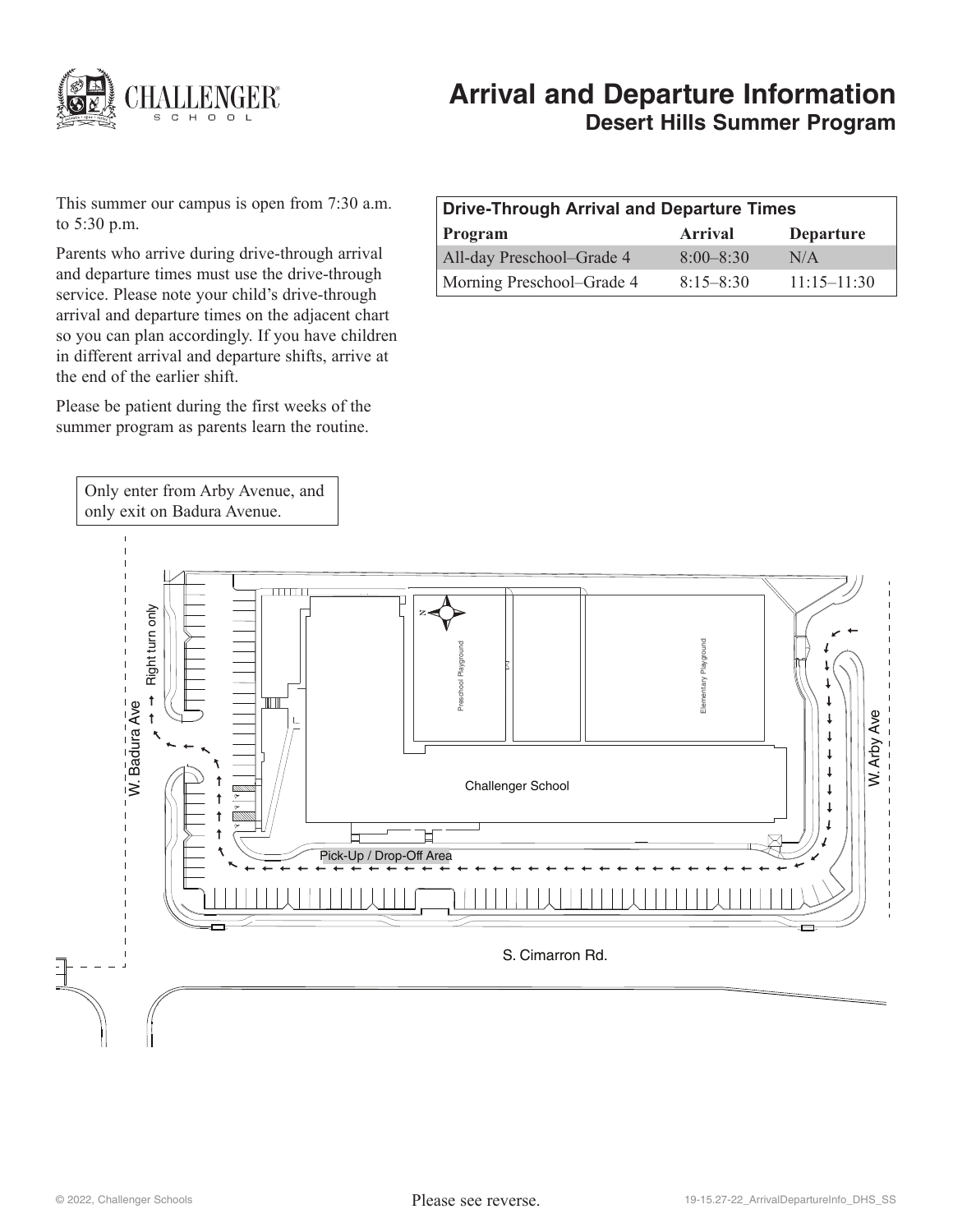# Arrival and Departure Information

## Desert Hills Summer Program

This summer our campus is open from 7:30 a.m. to 5:30 p.m.

Parents who arrive during drive-through arrival and departure times must use the drive-through service. Please note your child's drive-through arrival and departure times on the adjacent chart so you can plan accordingly. If you have children in different arrival and departure shifts, arrive at the end of the earlier shift.

Please be patient during the first weeks of the summer program as parents learn the routine.

| Drive-Through Arrival and Departure Times | | |
|---|---|---|
| **Program** | **Arrival** | **Departure** |
| All-day Preschool–Grade 4 | 8:00–8:30 | N/A |
| Morning Preschool–Grade 4 | 8:15–8:30 | 11:15–11:30 |

Only enter from Arby Avenue, and only exit on Badura Avenue.

Right turn only

W. Badura Ave

W. Arby Ave

Preschool Playground

Elementary Playground

Challenger School

Pick-Up / Drop-Off Area

S. Cimarron Rd.

Please see reverse.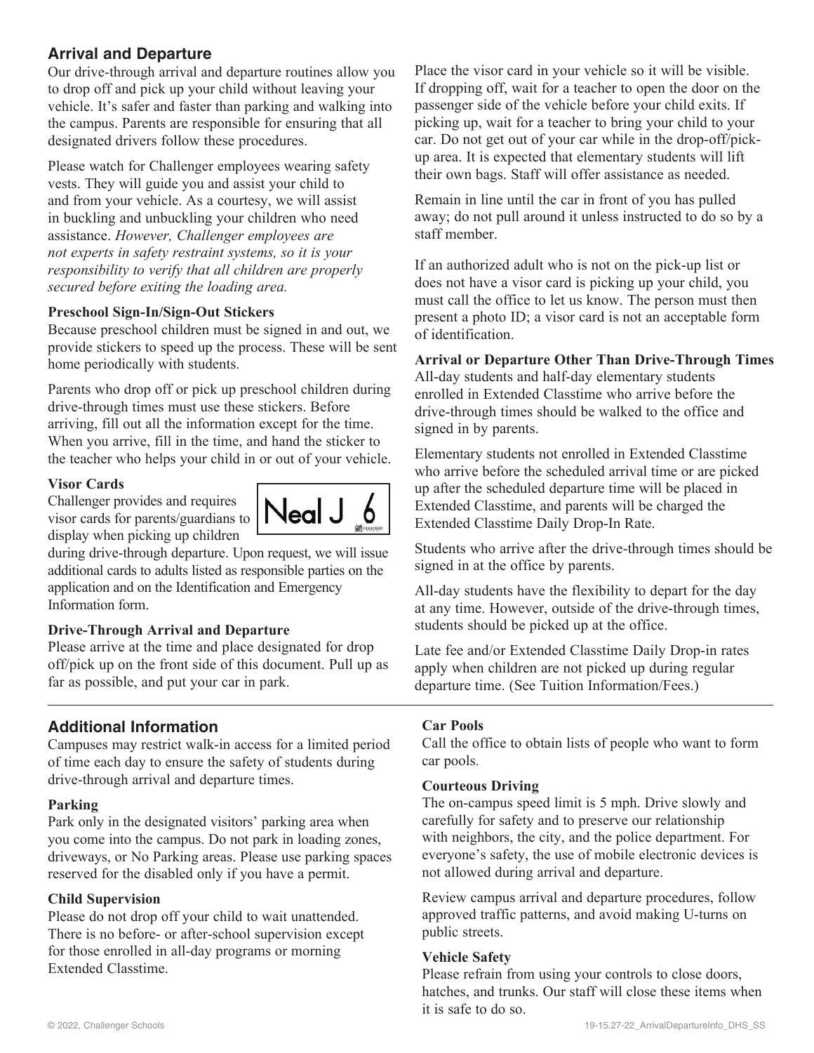## Arrival and Departure

Our drive-through arrival and departure routines allow you to drop off and pick up your child without leaving your vehicle. It's safer and faster than parking and walking into the campus. Parents are responsible for ensuring that all designated drivers follow these procedures.

Please watch for Challenger employees wearing safety vests. They will guide you and assist your child to and from your vehicle. As a courtesy, we will assist in buckling and unbuckling your children who need assistance. *However, Challenger employees are not experts in safety restraint systems, so it is your responsibility to verify that all children are properly secured before exiting the loading area.*

### Preschool Sign-In/Sign-Out Stickers

Because preschool children must be signed in and out, we provide stickers to speed up the process. These will be sent home periodically with students.

Parents who drop off or pick up preschool children during drive-through times must use these stickers. Before arriving, fill out all the information except for the time. When you arrive, fill in the time, and hand the sticker to the teacher who helps your child in or out of your vehicle.

### Visor Cards

Neal J 6

Challenger provides and requires visor cards for parents/guardians to display when picking up children during drive-through departure. Upon request, we will issue additional cards to adults listed as responsible parties on the application and on the Identification and Emergency Information form.

### Drive-Through Arrival and Departure

Please arrive at the time and place designated for drop off/pick up on the front side of this document. Pull up as far as possible, and put your car in park.

Place the visor card in your vehicle so it will be visible. If dropping off, wait for a teacher to open the door on the passenger side of the vehicle before your child exits. If picking up, wait for a teacher to bring your child to your car. Do not get out of your car while in the drop-off/pick-up area. It is expected that elementary students will lift their own bags. Staff will offer assistance as needed.

Remain in line until the car in front of you has pulled away; do not pull around it unless instructed to do so by a staff member.

If an authorized adult who is not on the pick-up list or does not have a visor card is picking up your child, you must call the office to let us know. The person must then present a photo ID; a visor card is not an acceptable form of identification.

### Arrival or Departure Other Than Drive-Through Times

All-day students and half-day elementary students enrolled in Extended Classtime who arrive before the drive-through times should be walked to the office and signed in by parents.

Elementary students not enrolled in Extended Classtime who arrive before the scheduled arrival time or are picked up after the scheduled departure time will be placed in Extended Classtime, and parents will be charged the Extended Classtime Daily Drop-In Rate.

Students who arrive after the drive-through times should be signed in at the office by parents.

All-day students have the flexibility to depart for the day at any time. However, outside of the drive-through times, students should be picked up at the office.

Late fee and/or Extended Classtime Daily Drop-in rates apply when children are not picked up during regular departure time. (See Tuition Information/Fees.)

## Additional Information

Campuses may restrict walk-in access for a limited period of time each day to ensure the safety of students during drive-through arrival and departure times.

### Parking

Park only in the designated visitors' parking area when you come into the campus. Do not park in loading zones, driveways, or No Parking areas. Please use parking spaces reserved for the disabled only if you have a permit.

### Child Supervision

Please do not drop off your child to wait unattended. There is no before- or after-school supervision except for those enrolled in all-day programs or morning Extended Classtime.

### Car Pools

Call the office to obtain lists of people who want to form car pools.

### Courteous Driving

The on-campus speed limit is 5 mph. Drive slowly and carefully for safety and to preserve our relationship with neighbors, the city, and the police department. For everyone's safety, the use of mobile electronic devices is not allowed during arrival and departure.

Review campus arrival and departure procedures, follow approved traffic patterns, and avoid making U-turns on public streets.

### Vehicle Safety

Please refrain from using your controls to close doors, hatches, and trunks. Our staff will close these items when it is safe to do so.

© 2022, Challenger Schools 19-15.27-22_ArrivalDepartureInfo_DHS_SS